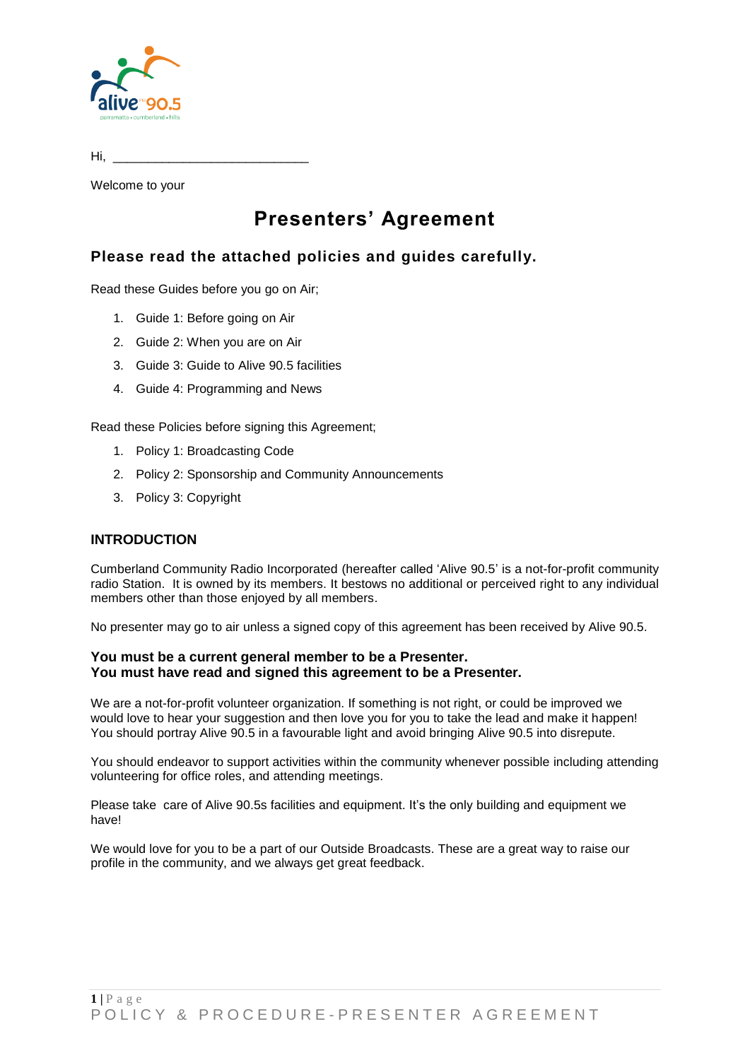Hi, ___________________________

Welcome to your

# Presenters' Agreement

## Please read the attached policies and guides carefully.

Read these Guides before you go on Air;

1. Guide 1: Before going on Air
2. Guide 2: When you are on Air
3. Guide 3: Guide to Alive 90.5 facilities
4. Guide 4: Programming and News

Read these Policies before signing this Agreement;

1. Policy 1: Broadcasting Code
2. Policy 2: Sponsorship and Community Announcements
3. Policy 3: Copyright

### INTRODUCTION

Cumberland Community Radio Incorporated (hereafter called 'Alive 90.5' is a not-for-profit community radio Station. It is owned by its members. It bestows no additional or perceived right to any individual members other than those enjoyed by all members.

No presenter may go to air unless a signed copy of this agreement has been received by Alive 90.5.

**You must be a current general member to be a Presenter.**
**You must have read and signed this agreement to be a Presenter.**

We are a not-for-profit volunteer organization. If something is not right, or could be improved we would love to hear your suggestion and then love you for you to take the lead and make it happen! You should portray Alive 90.5 in a favourable light and avoid bringing Alive 90.5 into disrepute.

You should endeavor to support activities within the community whenever possible including attending volunteering for office roles, and attending meetings.

Please take care of Alive 90.5s facilities and equipment. It's the only building and equipment we have!

We would love for you to be a part of our Outside Broadcasts. These are a great way to raise our profile in the community, and we always get great feedback.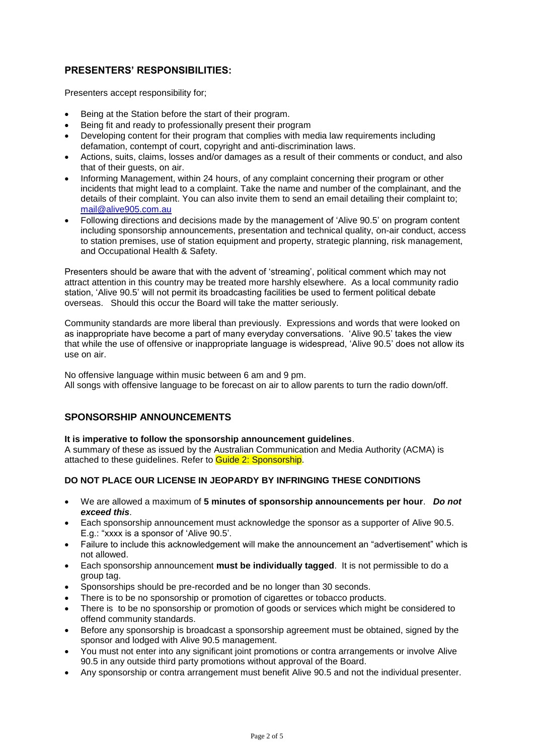## PRESENTERS' RESPONSIBILITIES:

Presenters accept responsibility for;

- Being at the Station before the start of their program.
- Being fit and ready to professionally present their program
- Developing content for their program that complies with media law requirements including defamation, contempt of court, copyright and anti-discrimination laws.
- Actions, suits, claims, losses and/or damages as a result of their comments or conduct, and also that of their guests, on air.
- Informing Management, within 24 hours, of any complaint concerning their program or other incidents that might lead to a complaint. Take the name and number of the complainant, and the details of their complaint. You can also invite them to send an email detailing their complaint to; mail@alive905.com.au
- Following directions and decisions made by the management of 'Alive 90.5' on program content including sponsorship announcements, presentation and technical quality, on-air conduct, access to station premises, use of station equipment and property, strategic planning, risk management, and Occupational Health & Safety.

Presenters should be aware that with the advent of 'streaming', political comment which may not attract attention in this country may be treated more harshly elsewhere. As a local community radio station, 'Alive 90.5' will not permit its broadcasting facilities be used to ferment political debate overseas. Should this occur the Board will take the matter seriously.

Community standards are more liberal than previously. Expressions and words that were looked on as inappropriate have become a part of many everyday conversations. 'Alive 90.5' takes the view that while the use of offensive or inappropriate language is widespread, 'Alive 90.5' does not allow its use on air.

No offensive language within music between 6 am and 9 pm.
All songs with offensive language to be forecast on air to allow parents to turn the radio down/off.

## SPONSORSHIP ANNOUNCEMENTS

**It is imperative to follow the sponsorship announcement guidelines**.
A summary of these as issued by the Australian Communication and Media Authority (ACMA) is attached to these guidelines. Refer to Guide 2: Sponsorship.

**DO NOT PLACE OUR LICENSE IN JEOPARDY BY INFRINGING THESE CONDITIONS**

- We are allowed a maximum of **5 minutes of sponsorship announcements per hour**. ***Do not exceed this***.
- Each sponsorship announcement must acknowledge the sponsor as a supporter of Alive 90.5. E.g.: "xxxx is a sponsor of 'Alive 90.5'.
- Failure to include this acknowledgement will make the announcement an "advertisement" which is not allowed.
- Each sponsorship announcement **must be individually tagged**. It is not permissible to do a group tag.
- Sponsorships should be pre-recorded and be no longer than 30 seconds.
- There is to be no sponsorship or promotion of cigarettes or tobacco products.
- There is to be no sponsorship or promotion of goods or services which might be considered to offend community standards.
- Before any sponsorship is broadcast a sponsorship agreement must be obtained, signed by the sponsor and lodged with Alive 90.5 management.
- You must not enter into any significant joint promotions or contra arrangements or involve Alive 90.5 in any outside third party promotions without approval of the Board.
- Any sponsorship or contra arrangement must benefit Alive 90.5 and not the individual presenter.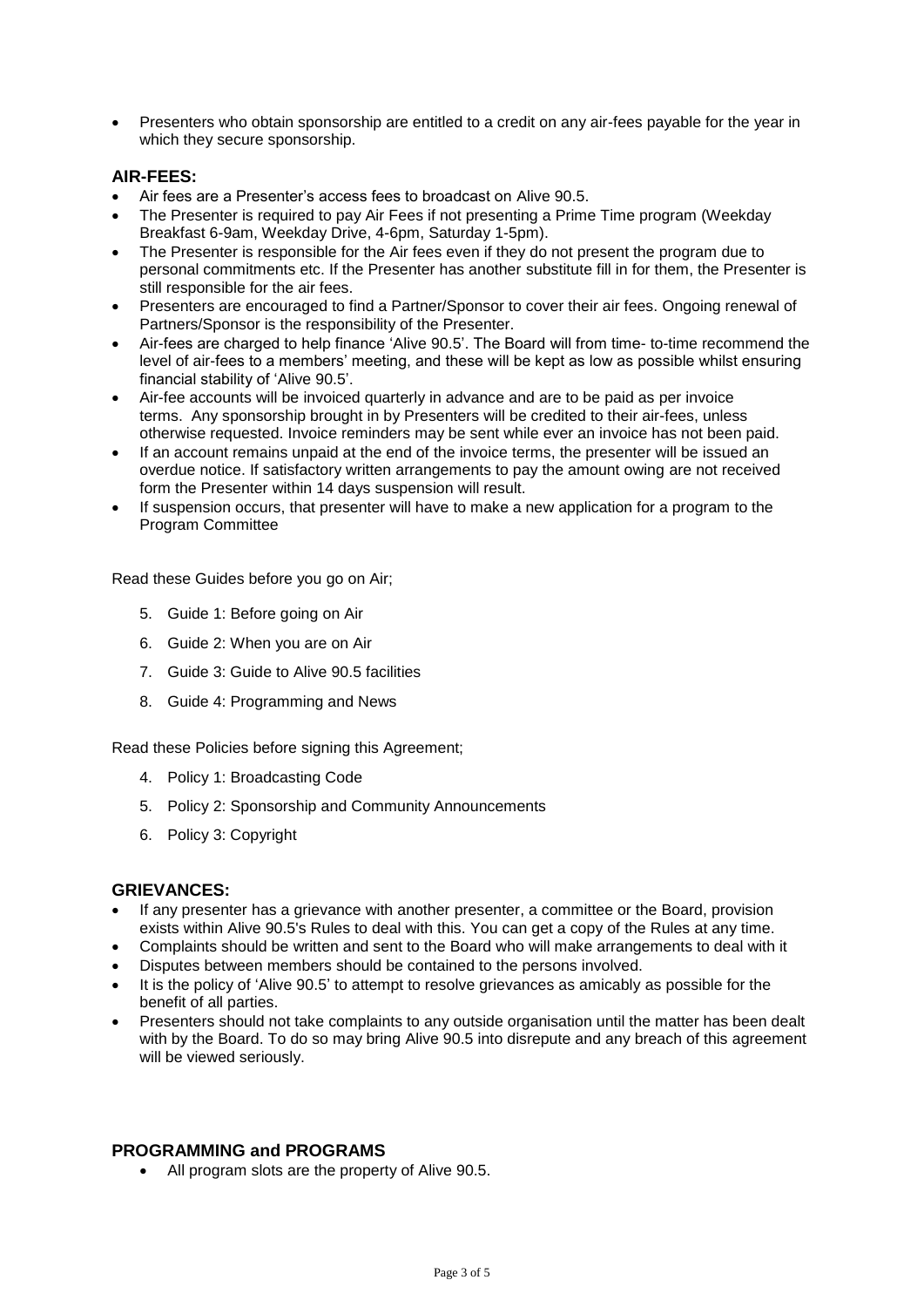- Presenters who obtain sponsorship are entitled to a credit on any air-fees payable for the year in which they secure sponsorship.

## AIR-FEES:

- Air fees are a Presenter's access fees to broadcast on Alive 90.5.
- The Presenter is required to pay Air Fees if not presenting a Prime Time program (Weekday Breakfast 6-9am, Weekday Drive, 4-6pm, Saturday 1-5pm).
- The Presenter is responsible for the Air fees even if they do not present the program due to personal commitments etc. If the Presenter has another substitute fill in for them, the Presenter is still responsible for the air fees.
- Presenters are encouraged to find a Partner/Sponsor to cover their air fees. Ongoing renewal of Partners/Sponsor is the responsibility of the Presenter.
- Air-fees are charged to help finance 'Alive 90.5'. The Board will from time- to-time recommend the level of air-fees to a members' meeting, and these will be kept as low as possible whilst ensuring financial stability of 'Alive 90.5'.
- Air-fee accounts will be invoiced quarterly in advance and are to be paid as per invoice terms. Any sponsorship brought in by Presenters will be credited to their air-fees, unless otherwise requested. Invoice reminders may be sent while ever an invoice has not been paid.
- If an account remains unpaid at the end of the invoice terms, the presenter will be issued an overdue notice. If satisfactory written arrangements to pay the amount owing are not received form the Presenter within 14 days suspension will result.
- If suspension occurs, that presenter will have to make a new application for a program to the Program Committee

Read these Guides before you go on Air;

5. Guide 1: Before going on Air
6. Guide 2: When you are on Air
7. Guide 3: Guide to Alive 90.5 facilities
8. Guide 4: Programming and News

Read these Policies before signing this Agreement;

4. Policy 1: Broadcasting Code
5. Policy 2: Sponsorship and Community Announcements
6. Policy 3: Copyright

## GRIEVANCES:

- If any presenter has a grievance with another presenter, a committee or the Board, provision exists within Alive 90.5's Rules to deal with this. You can get a copy of the Rules at any time.
- Complaints should be written and sent to the Board who will make arrangements to deal with it
- Disputes between members should be contained to the persons involved.
- It is the policy of 'Alive 90.5' to attempt to resolve grievances as amicably as possible for the benefit of all parties.
- Presenters should not take complaints to any outside organisation until the matter has been dealt with by the Board. To do so may bring Alive 90.5 into disrepute and any breach of this agreement will be viewed seriously.

## PROGRAMMING and PROGRAMS

- All program slots are the property of Alive 90.5.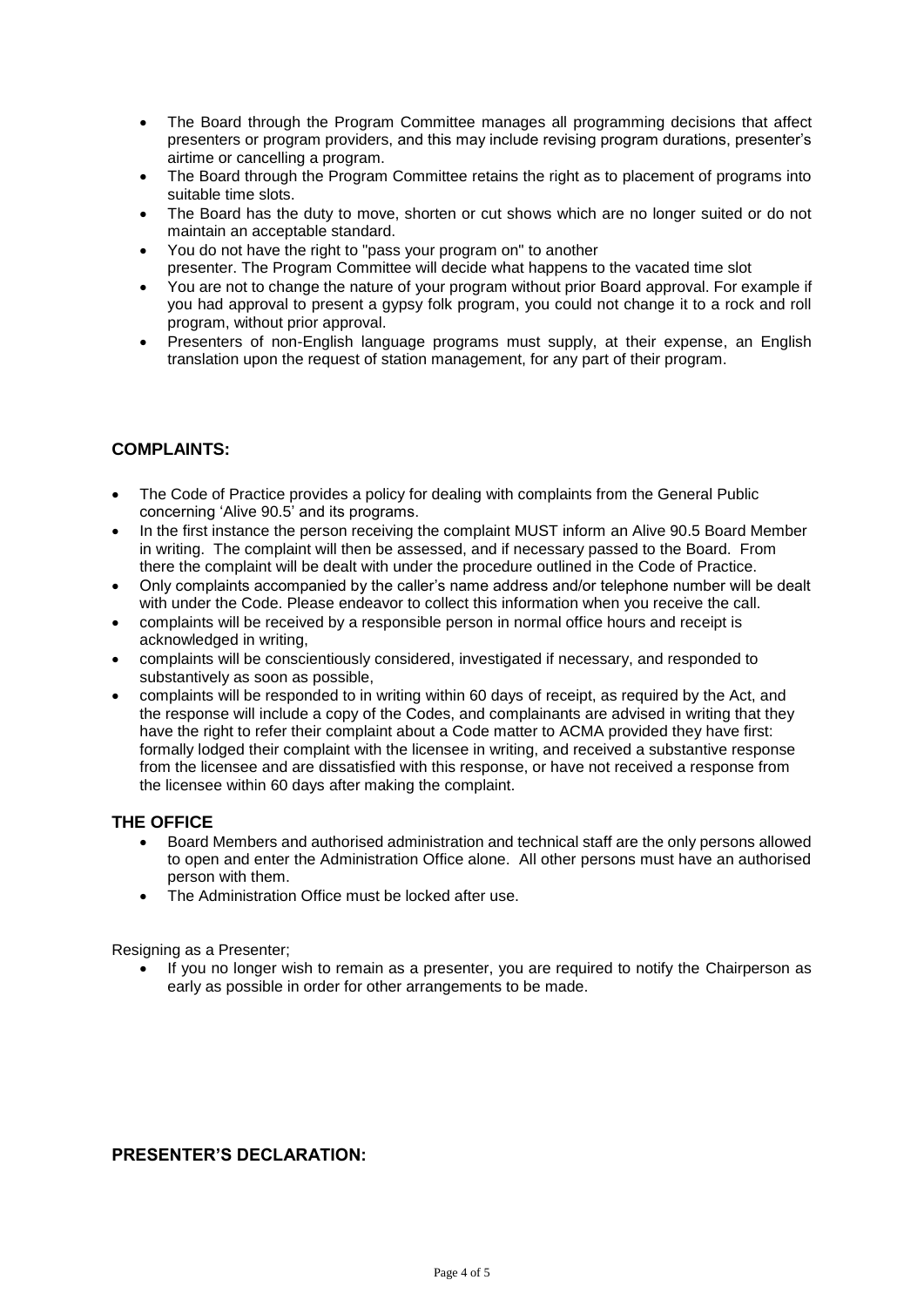- The Board through the Program Committee manages all programming decisions that affect presenters or program providers, and this may include revising program durations, presenter's airtime or cancelling a program.
- The Board through the Program Committee retains the right as to placement of programs into suitable time slots.
- The Board has the duty to move, shorten or cut shows which are no longer suited or do not maintain an acceptable standard.
- You do not have the right to "pass your program on" to another presenter. The Program Committee will decide what happens to the vacated time slot
- You are not to change the nature of your program without prior Board approval. For example if you had approval to present a gypsy folk program, you could not change it to a rock and roll program, without prior approval.
- Presenters of non-English language programs must supply, at their expense, an English translation upon the request of station management, for any part of their program.

## COMPLAINTS:

- The Code of Practice provides a policy for dealing with complaints from the General Public concerning 'Alive 90.5' and its programs.
- In the first instance the person receiving the complaint MUST inform an Alive 90.5 Board Member in writing. The complaint will then be assessed, and if necessary passed to the Board. From there the complaint will be dealt with under the procedure outlined in the Code of Practice.
- Only complaints accompanied by the caller's name address and/or telephone number will be dealt with under the Code. Please endeavor to collect this information when you receive the call.
- complaints will be received by a responsible person in normal office hours and receipt is acknowledged in writing,
- complaints will be conscientiously considered, investigated if necessary, and responded to substantively as soon as possible,
- complaints will be responded to in writing within 60 days of receipt, as required by the Act, and the response will include a copy of the Codes, and complainants are advised in writing that they have the right to refer their complaint about a Code matter to ACMA provided they have first: formally lodged their complaint with the licensee in writing, and received a substantive response from the licensee and are dissatisfied with this response, or have not received a response from the licensee within 60 days after making the complaint.

## THE OFFICE

- Board Members and authorised administration and technical staff are the only persons allowed to open and enter the Administration Office alone. All other persons must have an authorised person with them.
- The Administration Office must be locked after use.

Resigning as a Presenter;

- If you no longer wish to remain as a presenter, you are required to notify the Chairperson as early as possible in order for other arrangements to be made.

## PRESENTER'S DECLARATION: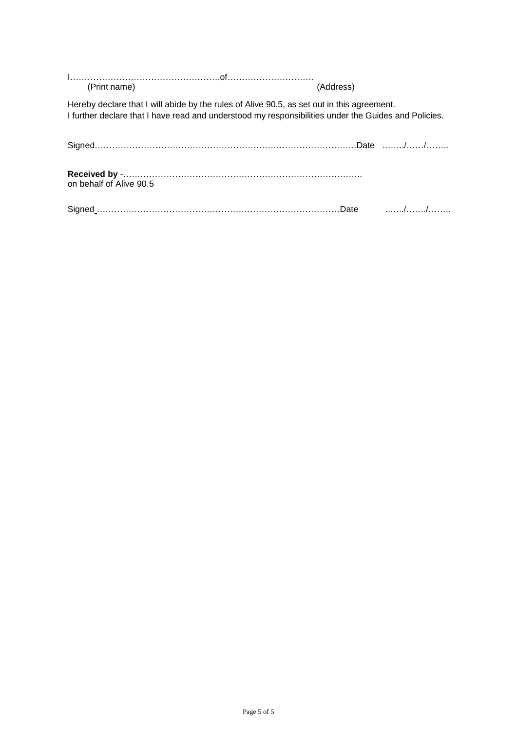I……………………………………………….of…………………………
(Print name) (Address)

Hereby declare that I will abide by the rules of Alive 90.5, as set out in this agreement.
I further declare that I have read and understood my responsibilities under the Guides and Policies.

Signed……………………………………………………………………………….Date ……../……/……..

**Received by** -………………………………………………………………………..
on behalf of Alive 90.5

Signed ……………………………………………………………………………Date ..…../……./……..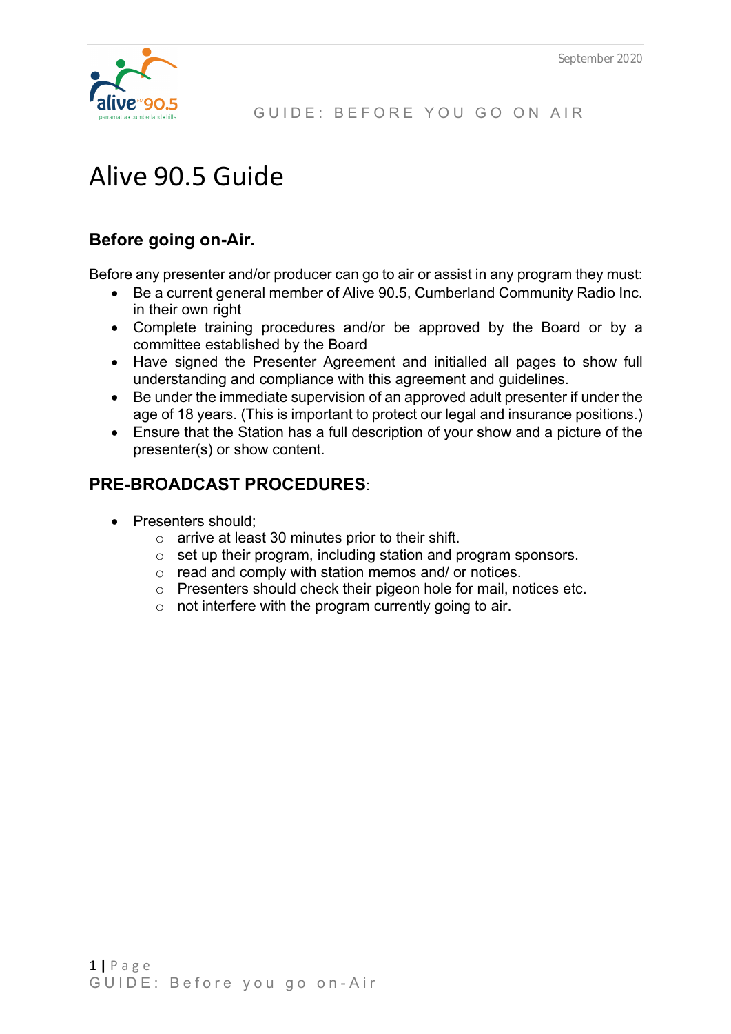# Alive 90.5 Guide

## Before going on-Air.

Before any presenter and/or producer can go to air or assist in any program they must:

- Be a current general member of Alive 90.5, Cumberland Community Radio Inc. in their own right
- Complete training procedures and/or be approved by the Board or by a committee established by the Board
- Have signed the Presenter Agreement and initialled all pages to show full understanding and compliance with this agreement and guidelines.
- Be under the immediate supervision of an approved adult presenter if under the age of 18 years. (This is important to protect our legal and insurance positions.)
- Ensure that the Station has a full description of your show and a picture of the presenter(s) or show content.

## **PRE-BROADCAST PROCEDURES**:

- Presenters should;
    - arrive at least 30 minutes prior to their shift.
    - set up their program, including station and program sponsors.
    - read and comply with station memos and/ or notices.
    - Presenters should check their pigeon hole for mail, notices etc.
    - not interfere with the program currently going to air.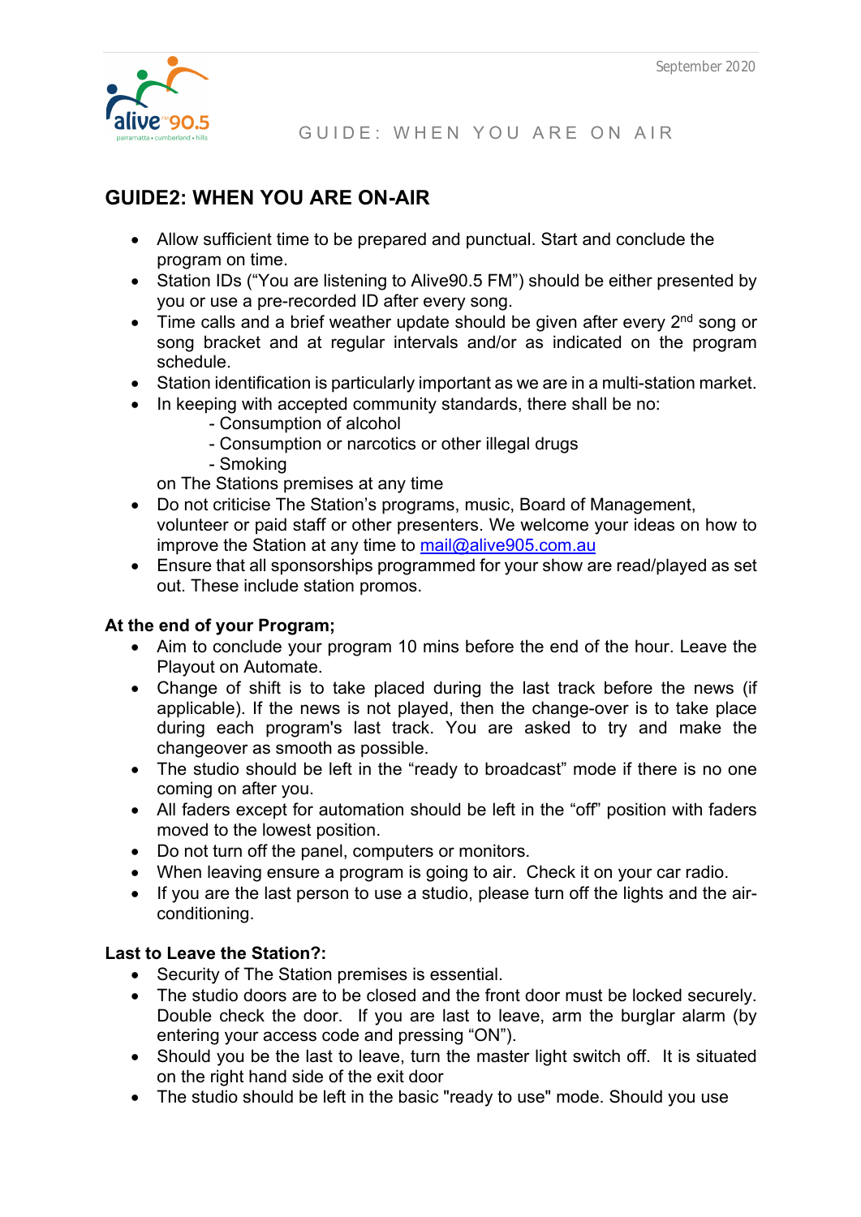## GUIDE2: WHEN YOU ARE ON-AIR

- Allow sufficient time to be prepared and punctual. Start and conclude the program on time.
- Station IDs ("You are listening to Alive90.5 FM") should be either presented by you or use a pre-recorded ID after every song.
- Time calls and a brief weather update should be given after every 2nd song or song bracket and at regular intervals and/or as indicated on the program schedule.
- Station identification is particularly important as we are in a multi-station market.
- In keeping with accepted community standards, there shall be no:
  - Consumption of alcohol
  - Consumption or narcotics or other illegal drugs
  - Smoking

  on The Stations premises at any time
- Do not criticise The Station's programs, music, Board of Management, volunteer or paid staff or other presenters. We welcome your ideas on how to improve the Station at any time to mail@alive905.com.au
- Ensure that all sponsorships programmed for your show are read/played as set out. These include station promos.

**At the end of your Program;**

- Aim to conclude your program 10 mins before the end of the hour. Leave the Playout on Automate.
- Change of shift is to take placed during the last track before the news (if applicable). If the news is not played, then the change-over is to take place during each program's last track. You are asked to try and make the changeover as smooth as possible.
- The studio should be left in the "ready to broadcast" mode if there is no one coming on after you.
- All faders except for automation should be left in the "off" position with faders moved to the lowest position.
- Do not turn off the panel, computers or monitors.
- When leaving ensure a program is going to air. Check it on your car radio.
- If you are the last person to use a studio, please turn off the lights and the air-conditioning.

**Last to Leave the Station?:**

- Security of The Station premises is essential.
- The studio doors are to be closed and the front door must be locked securely. Double check the door. If you are last to leave, arm the burglar alarm (by entering your access code and pressing "ON").
- Should you be the last to leave, turn the master light switch off. It is situated on the right hand side of the exit door
- The studio should be left in the basic "ready to use" mode. Should you use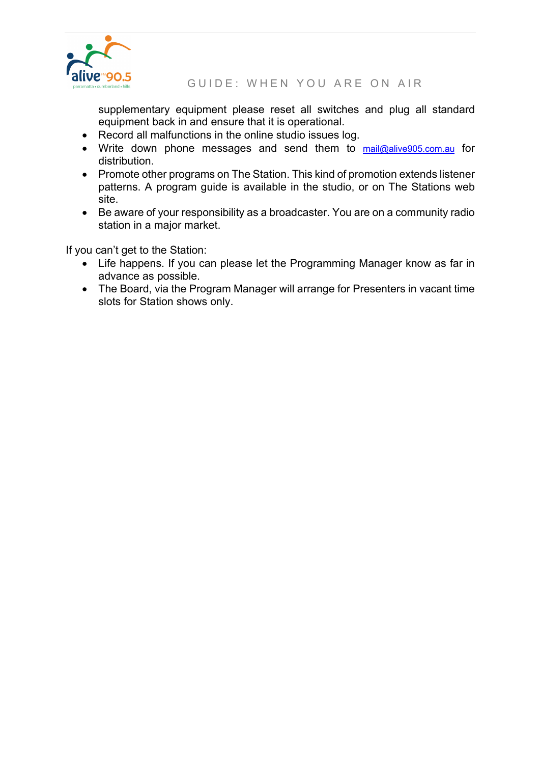supplementary equipment please reset all switches and plug all standard equipment back in and ensure that it is operational.

- Record all malfunctions in the online studio issues log.
- Write down phone messages and send them to mail@alive905.com.au for distribution.
- Promote other programs on The Station. This kind of promotion extends listener patterns. A program guide is available in the studio, or on The Stations web site.
- Be aware of your responsibility as a broadcaster. You are on a community radio station in a major market.

If you can't get to the Station:

- Life happens. If you can please let the Programming Manager know as far in advance as possible.
- The Board, via the Program Manager will arrange for Presenters in vacant time slots for Station shows only.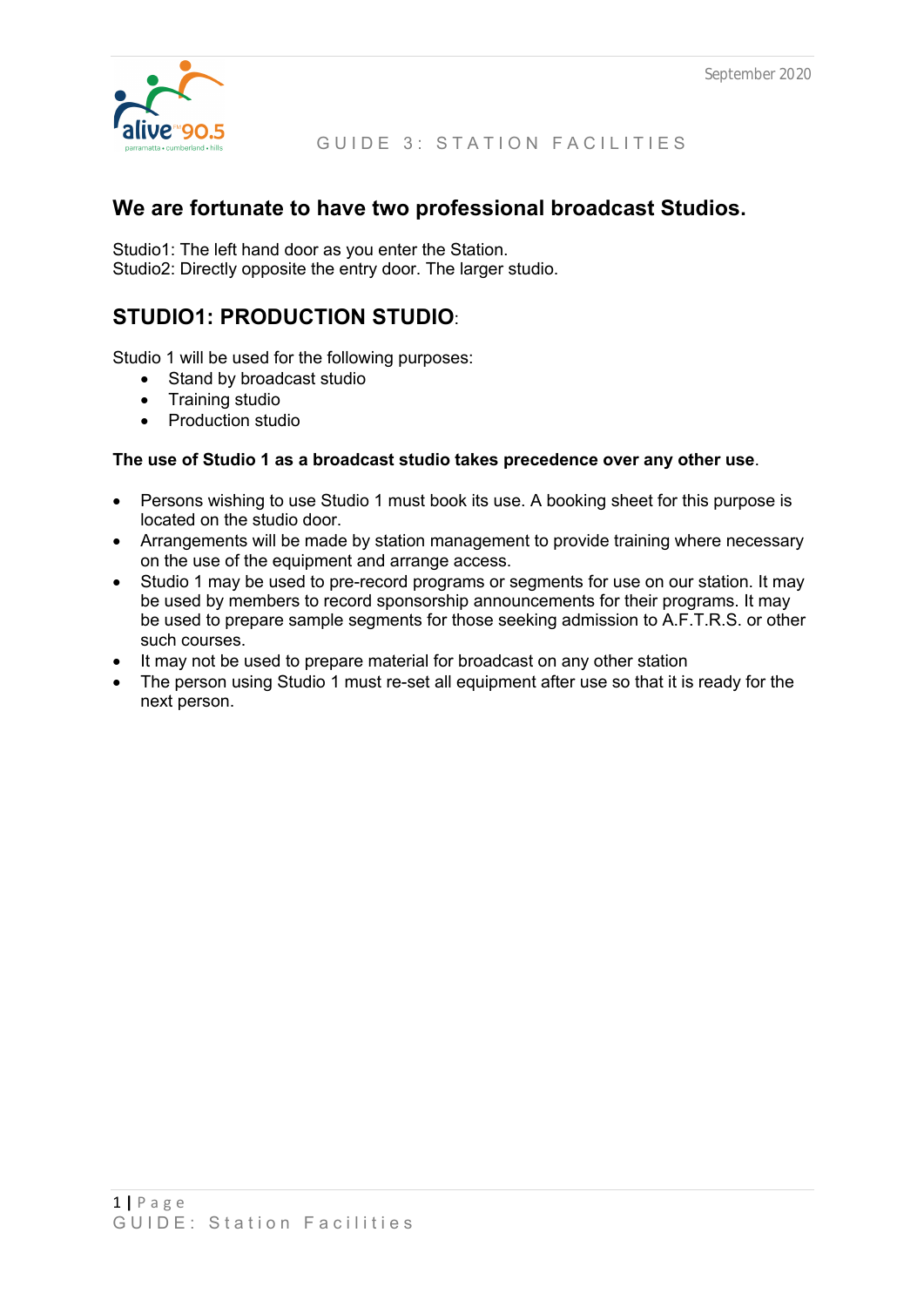## We are fortunate to have two professional broadcast Studios.

Studio1: The left hand door as you enter the Station.
Studio2: Directly opposite the entry door. The larger studio.

## STUDIO1: PRODUCTION STUDIO:

Studio 1 will be used for the following purposes:

- Stand by broadcast studio
- Training studio
- Production studio

**The use of Studio 1 as a broadcast studio takes precedence over any other use**.

- Persons wishing to use Studio 1 must book its use. A booking sheet for this purpose is located on the studio door.
- Arrangements will be made by station management to provide training where necessary on the use of the equipment and arrange access.
- Studio 1 may be used to pre-record programs or segments for use on our station. It may be used by members to record sponsorship announcements for their programs. It may be used to prepare sample segments for those seeking admission to A.F.T.R.S. or other such courses.
- It may not be used to prepare material for broadcast on any other station
- The person using Studio 1 must re-set all equipment after use so that it is ready for the next person.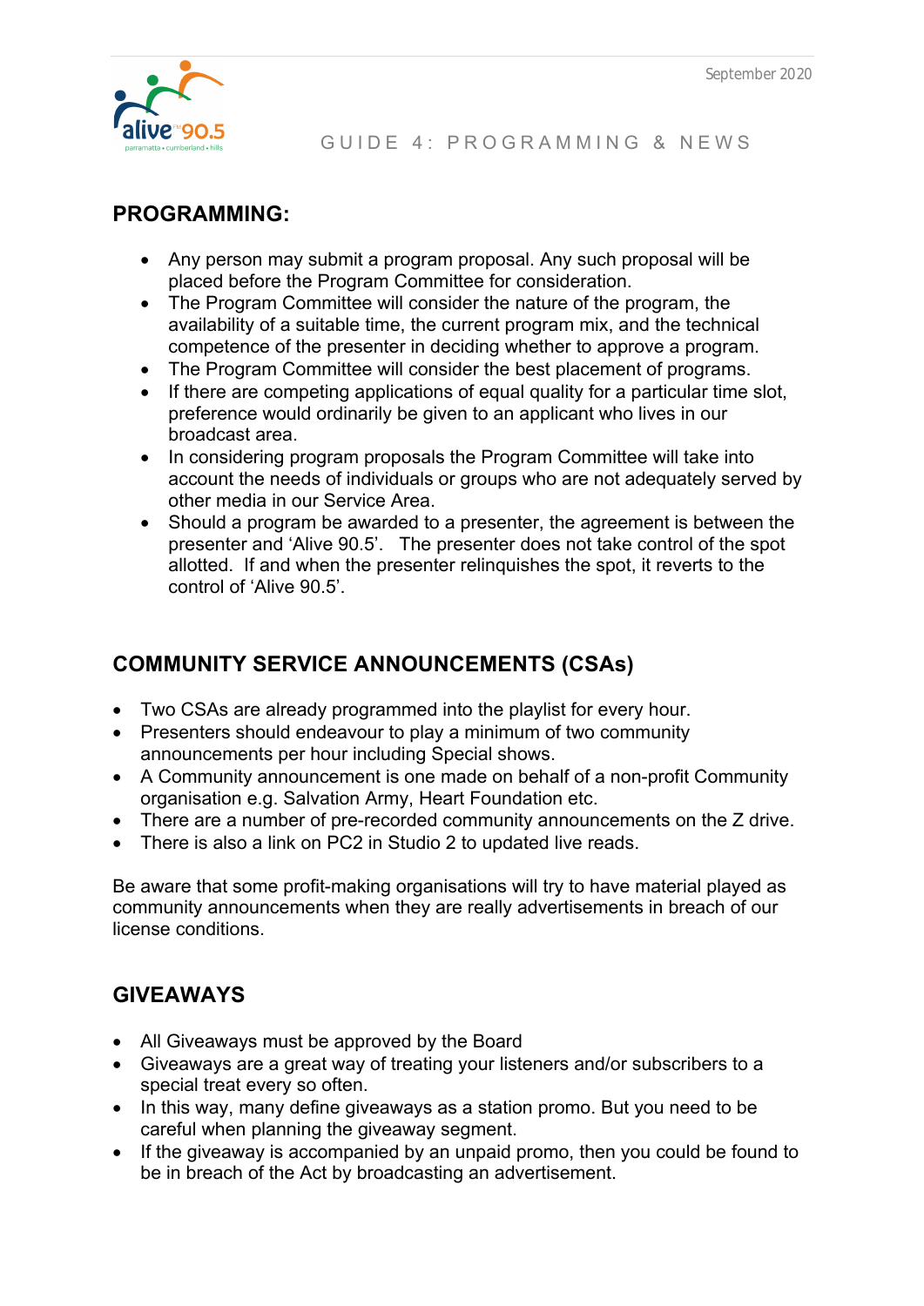# GUIDE 4: PROGRAMMING & NEWS

## PROGRAMMING:

- Any person may submit a program proposal. Any such proposal will be placed before the Program Committee for consideration.
- The Program Committee will consider the nature of the program, the availability of a suitable time, the current program mix, and the technical competence of the presenter in deciding whether to approve a program.
- The Program Committee will consider the best placement of programs.
- If there are competing applications of equal quality for a particular time slot, preference would ordinarily be given to an applicant who lives in our broadcast area.
- In considering program proposals the Program Committee will take into account the needs of individuals or groups who are not adequately served by other media in our Service Area.
- Should a program be awarded to a presenter, the agreement is between the presenter and 'Alive 90.5'. The presenter does not take control of the spot allotted. If and when the presenter relinquishes the spot, it reverts to the control of 'Alive 90.5'.

## COMMUNITY SERVICE ANNOUNCEMENTS (CSAs)

- Two CSAs are already programmed into the playlist for every hour.
- Presenters should endeavour to play a minimum of two community announcements per hour including Special shows.
- A Community announcement is one made on behalf of a non-profit Community organisation e.g. Salvation Army, Heart Foundation etc.
- There are a number of pre-recorded community announcements on the Z drive.
- There is also a link on PC2 in Studio 2 to updated live reads.

Be aware that some profit-making organisations will try to have material played as community announcements when they are really advertisements in breach of our license conditions.

## GIVEAWAYS

- All Giveaways must be approved by the Board
- Giveaways are a great way of treating your listeners and/or subscribers to a special treat every so often.
- In this way, many define giveaways as a station promo. But you need to be careful when planning the giveaway segment.
- If the giveaway is accompanied by an unpaid promo, then you could be found to be in breach of the Act by broadcasting an advertisement.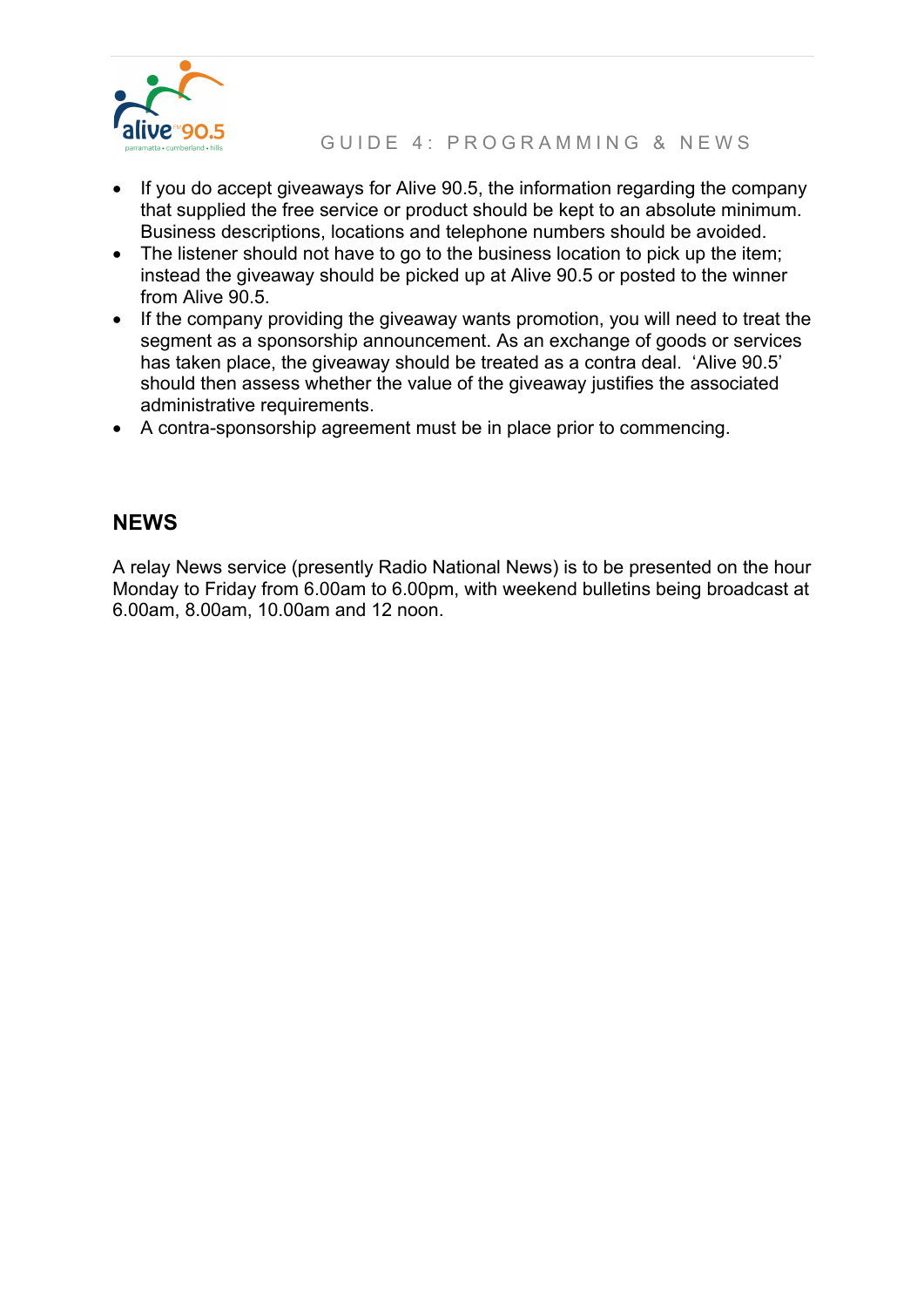- If you do accept giveaways for Alive 90.5, the information regarding the company that supplied the free service or product should be kept to an absolute minimum. Business descriptions, locations and telephone numbers should be avoided.
- The listener should not have to go to the business location to pick up the item; instead the giveaway should be picked up at Alive 90.5 or posted to the winner from Alive 90.5.
- If the company providing the giveaway wants promotion, you will need to treat the segment as a sponsorship announcement. As an exchange of goods or services has taken place, the giveaway should be treated as a contra deal. 'Alive 90.5' should then assess whether the value of the giveaway justifies the associated administrative requirements.
- A contra-sponsorship agreement must be in place prior to commencing.

## NEWS

A relay News service (presently Radio National News) is to be presented on the hour Monday to Friday from 6.00am to 6.00pm, with weekend bulletins being broadcast at 6.00am, 8.00am, 10.00am and 12 noon.